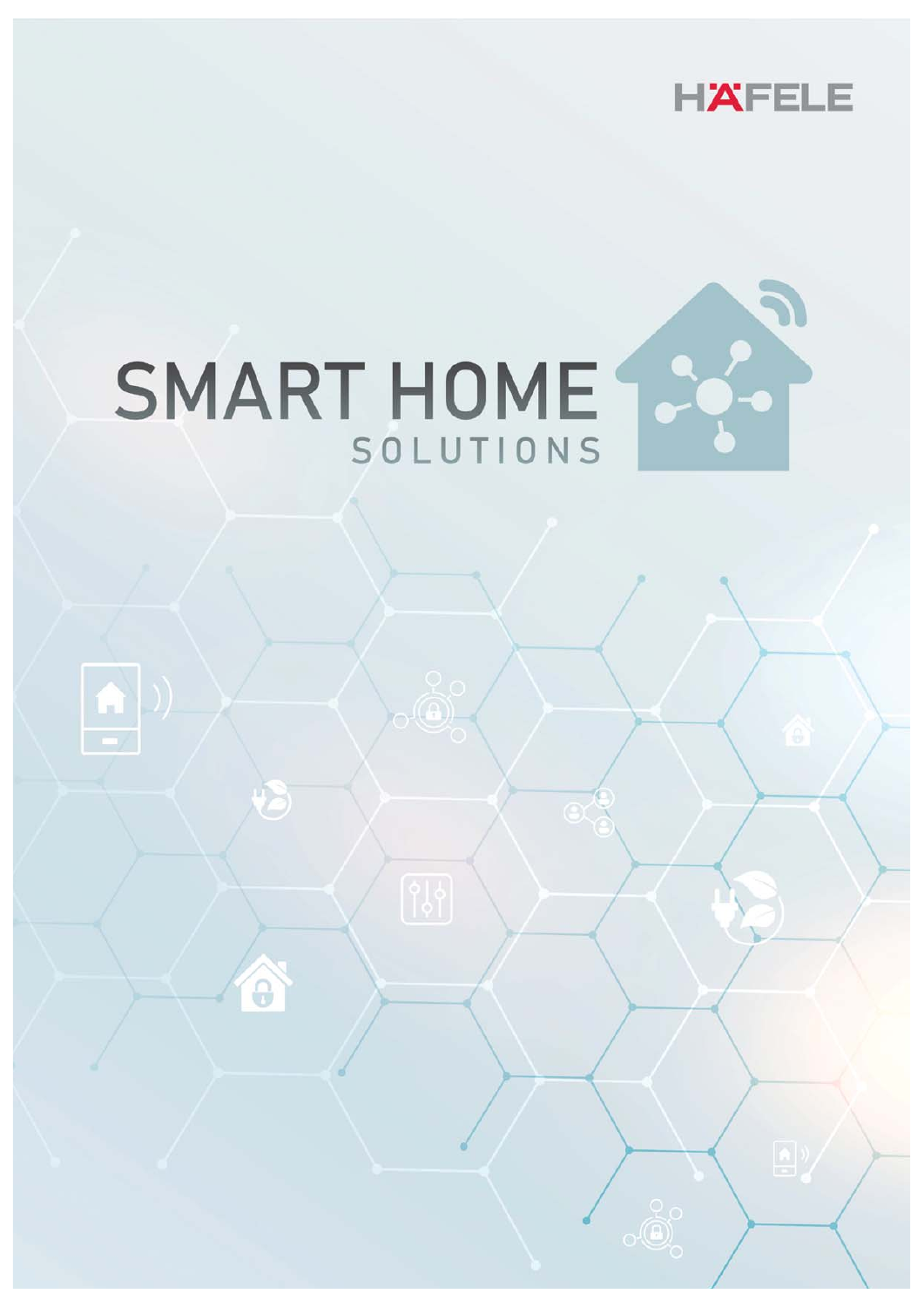HÄFELE

# SMART HOME

## SOLUTIONS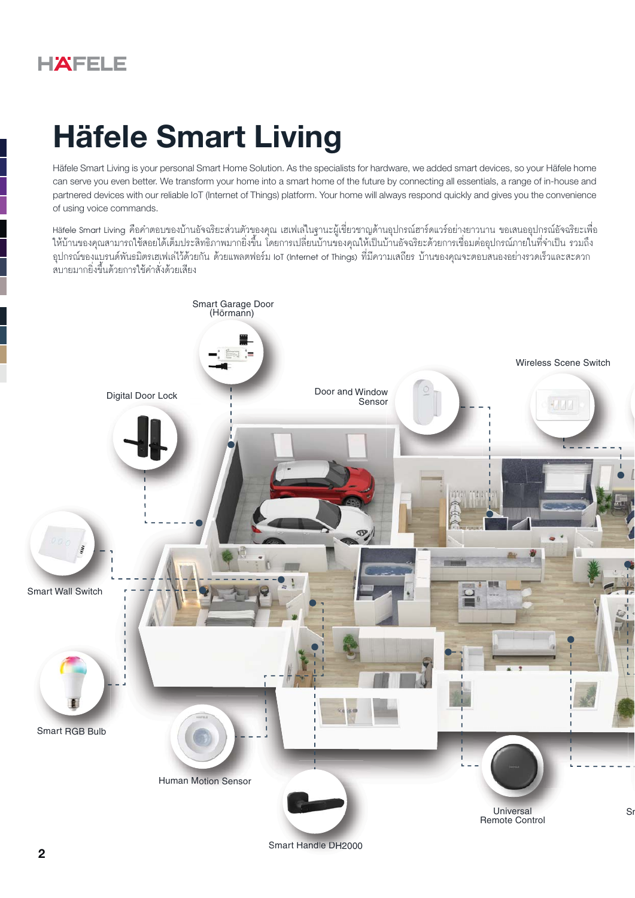# Häfele Smart Living

Häfele Smart Living is your personal Smart Home Solution. As the specialists for hardware, we added smart devices, so your Häfele home can serve you even better. We transform your home into a smart home of the future by connecting all essentials, a range of in-house and partnered devices with our reliable IoT (Internet of Things) platform. Your home will always respond quickly and gives you the convenience of using voice commands.

Häfele Smart Living คือคำตอบของบ้านอัจฉริยะส่วนตัวของคุณ เฮเฟเลในฐานะผู้เชี่ยวชาญด้านอุปกรณ์ฮาร์ดแวร์อย่างยาวนาน ขอเสนออุปกรณ์อัจฉริยะเพื่อให้บ้านของคุณสามารถใช้สอยได้เต็มประสิทธิภาพมากยิ่งขึ้น โดยการเปลี่ยนบ้านของคุณให้เป็นบ้านอัจฉริยะด้วยการเชื่อมต่ออุปกรณ์ภายในที่จำเป็น รวมถึงอุปกรณ์ของแบรนด์พันธมิตรเฮเฟเลไว้ด้วยกัน ด้วยแพลตฟอร์ม IoT (Internet of Things) ที่มีความเสถียร บ้านของคุณจะตอบสนองอย่างรวดเร็วและสะดวกสบายมากยิ่งขึ้นด้วยการใช้คำสั่งด้วยเสียง

Smart Garage Door (Hörmann)

Digital Door Lock

Door and Window Sensor

Wireless Scene Switch

Smart Wall Switch

Smart RGB Bulb

Human Motion Sensor

Smart Handle DH2000

Universal Remote Control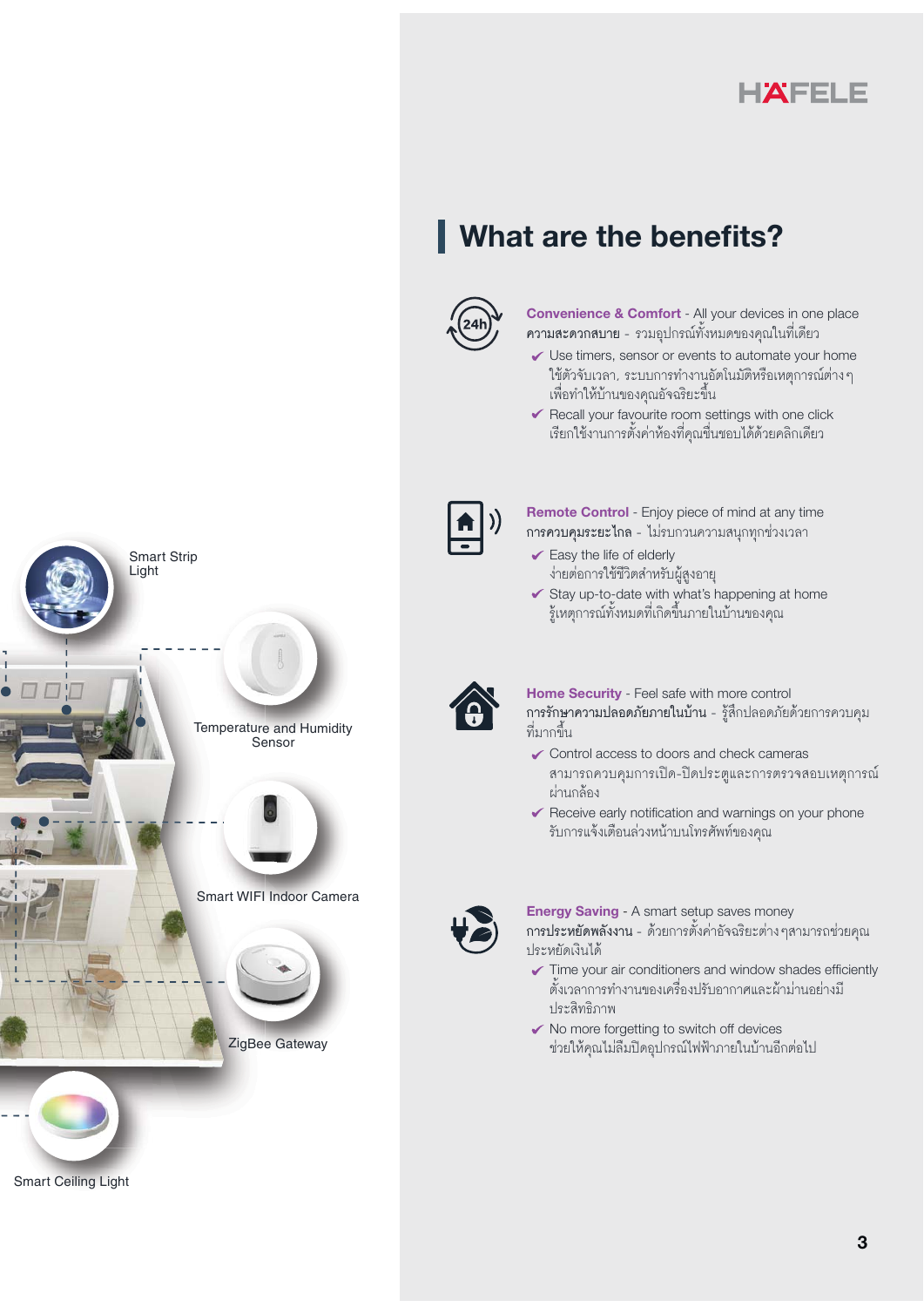# What are the benefits?

**Convenience & Comfort** - All your devices in one place
**ความสะดวกสบาย** - รวมอุปกรณ์ทั้งหมดของคุณในที่เดียว

- Use timers, sensor or events to automate your home
  ใช้ตัวจับเวลา, ระบบการทำงานอัตโนมัติหรือเหตุการณ์ต่างๆ เพื่อทำให้บ้านของคุณอัจฉริยะขึ้น
- Recall your favourite room settings with one click
  เรียกใช้งานการตั้งค่าห้องที่คุณชื่นชอบได้ด้วยคลิกเดียว

**Remote Control** - Enjoy piece of mind at any time
**การควบคุมระยะไกล** - ไม่รบกวนความสนุกทุกช่วงเวลา

- Easy the life of elderly
  ง่ายต่อการใช้ชีวิตสำหรับผู้สูงอายุ
- Stay up-to-date with what's happening at home
  รู้เหตุการณ์ทั้งหมดที่เกิดขึ้นภายในบ้านของคุณ

**Home Security** - Feel safe with more control
**การรักษาความปลอดภัยภายในบ้าน** - รู้สึกปลอดภัยด้วยการควบคุมที่มากขึ้น

- Control access to doors and check cameras
  สามารถควบคุมการเปิด-ปิดประตูและการตรวจสอบเหตุการณ์ผ่านกล้อง
- Receive early notification and warnings on your phone
  รับการแจ้งเตือนล่วงหน้าบนโทรศัพท์ของคุณ

**Energy Saving** - A smart setup saves money
**การประหยัดพลังงาน** - ด้วยการตั้งค่าอัจฉริยะต่างๆสามารถช่วยคุณประหยัดเงินได้

- Time your air conditioners and window shades efficiently
  ตั้งเวลาการทำงานของเครื่องปรับอากาศและผ้าม่านอย่างมีประสิทธิภาพ
- No more forgetting to switch off devices
  ช่วยให้คุณไม่ลืมปิดอุปกรณ์ไฟฟ้าภายในบ้านอีกต่อไป

Smart Strip Light

Temperature and Humidity Sensor

Smart WIFI Indoor Camera

ZigBee Gateway

Smart Ceiling Light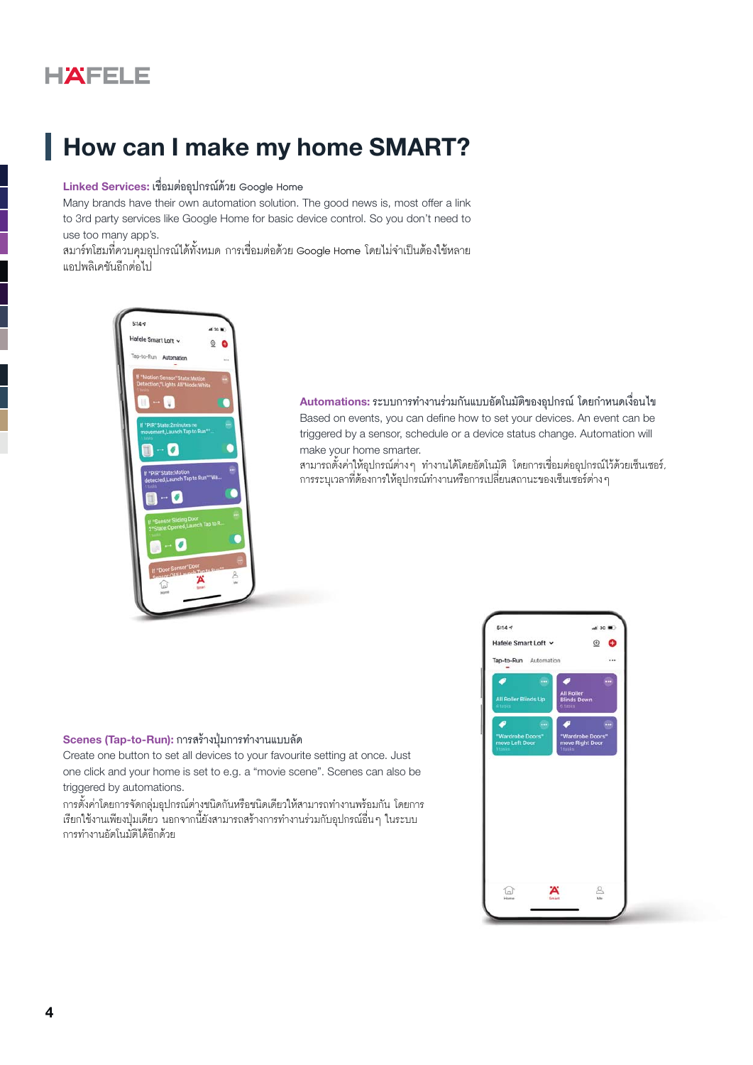# How can I make my home SMART?

**Linked Services:** เชื่อมต่ออุปกรณ์ด้วย Google Home

Many brands have their own automation solution. The good news is, most offer a link to 3rd party services like Google Home for basic device control. So you don't need to use too many app's.

สมาร์ทโฮมที่ควบคุมอุปกรณ์ได้ทั้งหมด การเชื่อมต่อด้วย Google Home โดยไม่จำเป็นต้องใช้หลายแอปพลิเคชันอีกต่อไป

**Automations:** ระบบการทำงานร่วมกันแบบอัตโนมัติของอุปกรณ์ โดยกำหนดเงื่อนไข

Based on events, you can define how to set your devices. An event can be triggered by a sensor, schedule or a device status change. Automation will make your home smarter.

สามารถตั้งค่าให้อุปกรณ์ต่างๆ ทำงานได้โดยอัตโนมัติ โดยการเชื่อมต่ออุปกรณ์ไว้ด้วยเซ็นเซอร์, การระบุเวลาที่ต้องการให้อุปกรณ์ทำงานหรือการเปลี่ยนสถานะของเซ็นเซอร์ต่างๆ

**Scenes (Tap-to-Run):** การสร้างปุ่มการทำงานแบบลัด

Create one button to set all devices to your favourite setting at once. Just one click and your home is set to e.g. a "movie scene". Scenes can also be triggered by automations.

การตั้งค่าโดยการจัดกลุ่มอุปกรณ์ต่างชนิดกันหรือชนิดเดียวให้สามารถทำงานพร้อมกัน โดยการเรียกใช้งานเพียงปุ่มเดียว นอกจากนี้ยังสามารถสร้างการทำงานร่วมกับอุปกรณ์อื่นๆ ในระบบการทำงานอัตโนมัติได้อีกด้วย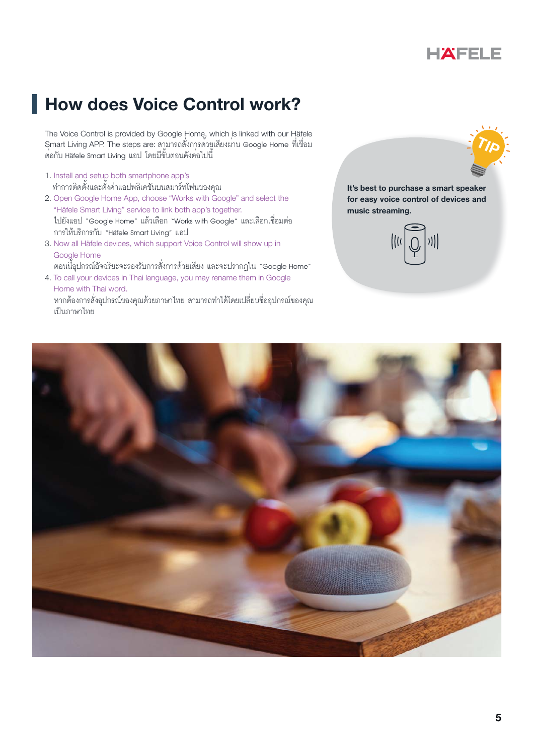# How does Voice Control work?

The Voice Control is provided by Google Home, which is linked with our Häfele Smart Living APP. The steps are: สามารถสั่งการด้วยเสียงผ่าน Google Home ที่เชื่อมต่อกับ Häfele Smart Living แอป โดยมีขั้นตอนดังต่อไปนี้

1. Install and setup both smartphone app's
   ทำการติดตั้งและตั้งค่าแอปพลิเคชันบนสมาร์ทโฟนของคุณ
2. Open Google Home App, choose "Works with Google" and select the "Häfele Smart Living" service to link both app's together.
   ไปยังแอป "Google Home" แล้วเลือก "Works with Google" และเลือกเชื่อมต่อการให้บริการกับ "Häfele Smart Living" แอป
3. Now all Häfele devices, which support Voice Control will show up in Google Home
   ตอนนี้อุปกรณ์อัจฉริยะจะรองรับการสั่งการด้วยเสียง และจะปรากฏใน "Google Home"
4. To call your devices in Thai language, you may rename them in Google Home with Thai word.
   หากต้องการสั่งอุปกรณ์ของคุณด้วยภาษาไทย สามารถทำได้โดยเปลี่ยนชื่ออุปกรณ์ของคุณเป็นภาษาไทย

**TIP**

**It's best to purchase a smart speaker for easy voice control of devices and music streaming.**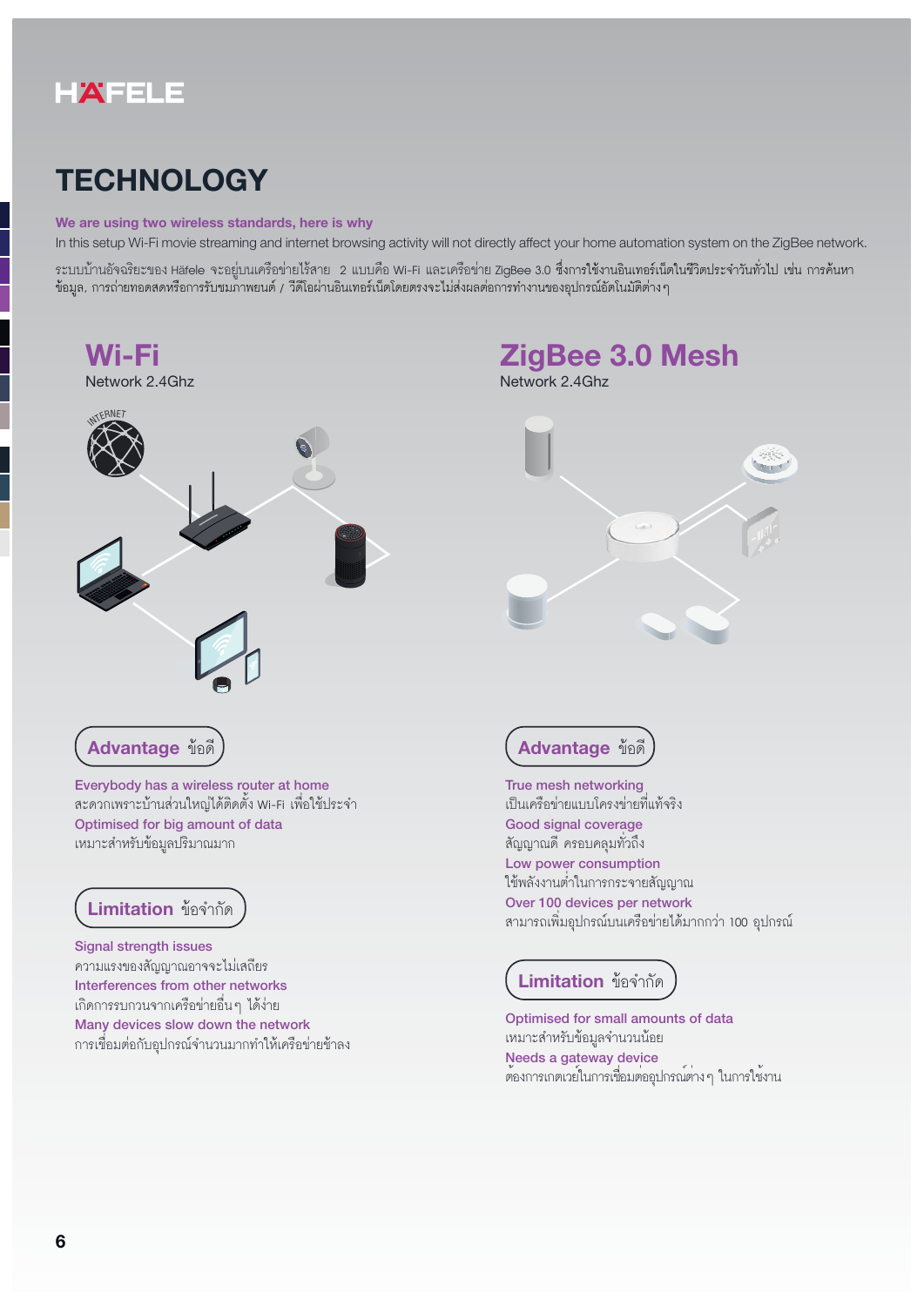# TECHNOLOGY

**We are using two wireless standards, here is why**

In this setup Wi-Fi movie streaming and internet browsing activity will not directly affect your home automation system on the ZigBee network.

ระบบบ้านอัจฉริยะของ Häfele จะอยู่บนเครือข่ายไร้สาย 2 แบบคือ Wi-Fi และเครือข่าย ZigBee 3.0 ซึ่งการใช้งานอินเทอร์เน็ตในชีวิตประจำวันทั่วไป เช่น การค้นหาข้อมูล, การถ่ายทอดสดหรือการรับชมภาพยนต์ / วีดีโอผ่านอินเทอร์เน็ตโดยตรงจะไม่ส่งผลต่อการทำงานของอุปกรณ์อัตโนมัติต่างๆ

## Wi-Fi

Network 2.4Ghz

### Advantage ข้อดี

**Everybody has a wireless router at home**
สะดวกเพราะบ้านส่วนใหญ่ได้ติดตั้ง Wi-Fi เพื่อใช้ประจำ

**Optimised for big amount of data**
เหมาะสำหรับข้อมูลปริมาณมาก

### Limitation ข้อจำกัด

**Signal strength issues**
ความแรงของสัญญาณอาจจะไม่เสถียร

**Interferences from other networks**
เกิดการรบกวนจากเครือข่ายอื่นๆ ได้ง่าย

**Many devices slow down the network**
การเชื่อมต่อกับอุปกรณ์จำนวนมากทำให้เครือข่ายช้าลง

## ZigBee 3.0 Mesh

Network 2.4Ghz

### Advantage ข้อดี

**True mesh networking**
เป็นเครือข่ายแบบโครงข่ายที่แท้จริง

**Good signal coverage**
สัญญาณดี ครอบคลุมทั่วถึง

**Low power consumption**
ใช้พลังงานต่ำในการกระจายสัญญาณ

**Over 100 devices per network**
สามารถเพิ่มอุปกรณ์บนเครือข่ายได้มากกว่า 100 อุปกรณ์

### Limitation ข้อจำกัด

**Optimised for small amounts of data**
เหมาะสำหรับข้อมูลจำนวนน้อย

**Needs a gateway device**
ต้องการเกตเวย์ในการเชื่อมต่ออุปกรณ์ต่างๆ ในการใช้งาน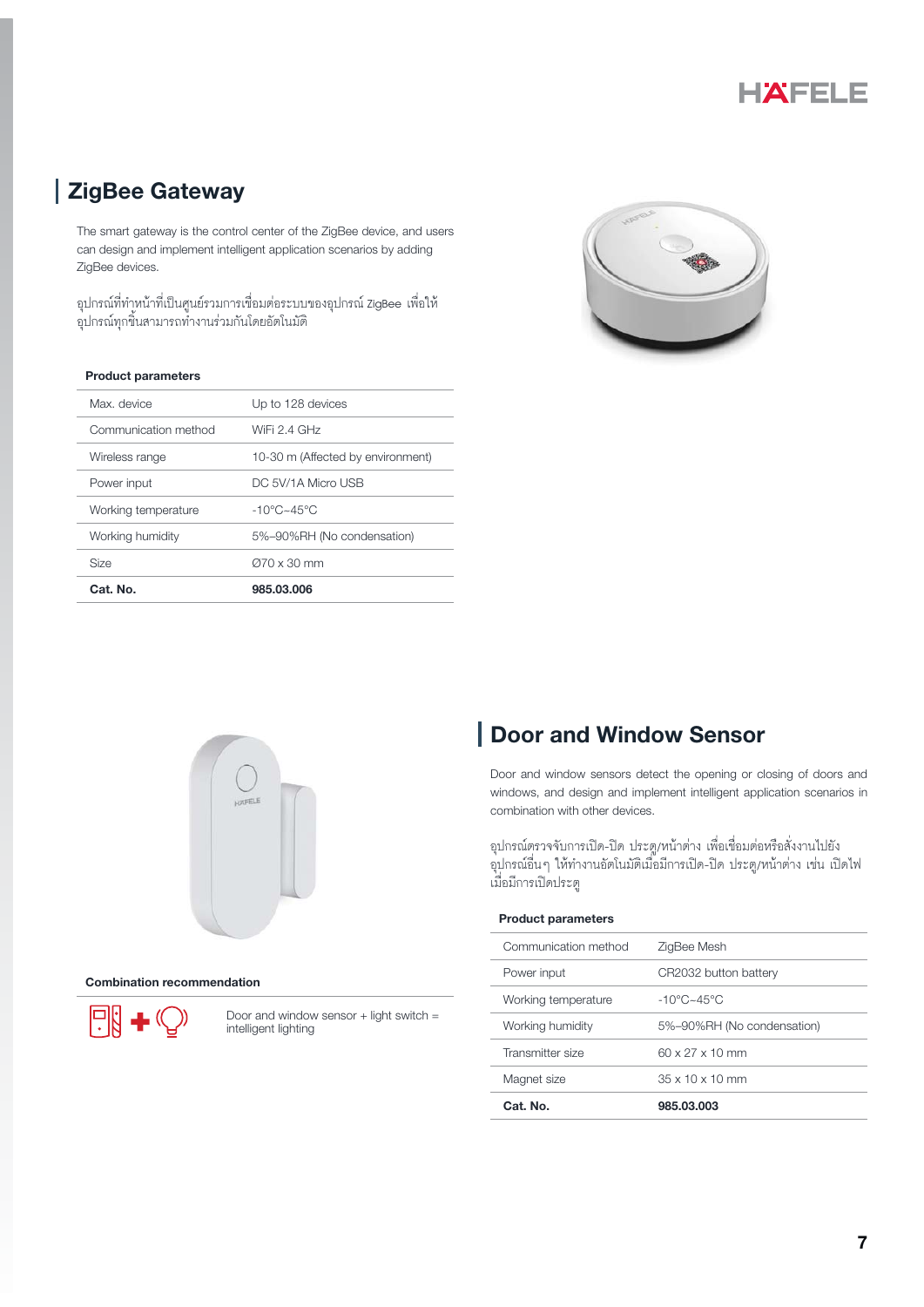## ZigBee Gateway

The smart gateway is the control center of the ZigBee device, and users can design and implement intelligent application scenarios by adding ZigBee devices.

อุปกรณ์ที่ทำหน้าที่เป็นศูนย์รวมการเชื่อมต่อระบบของอุปกรณ์ ZigBee เพื่อให้อุปกรณ์ทุกชิ้นสามารถทำงานร่วมกันโดยอัตโนมัติ

**Product parameters**

| | |
|---|---|
| Max. device | Up to 128 devices |
| Communication method | WiFi 2.4 GHz |
| Wireless range | 10-30 m (Affected by environment) |
| Power input | DC 5V/1A Micro USB |
| Working temperature | -10°C~45°C |
| Working humidity | 5%~90%RH (No condensation) |
| Size | Ø70 x 30 mm |
| **Cat. No.** | **985.03.006** |

## Door and Window Sensor

Door and window sensors detect the opening or closing of doors and windows, and design and implement intelligent application scenarios in combination with other devices.

อุปกรณ์ตรวจจับการเปิด-ปิด ประตู/หน้าต่าง เพื่อเชื่อมต่อหรือสั่งงานไปยังอุปกรณ์อื่นๆ ให้ทำงานอัตโนมัติเมื่อมีการเปิด-ปิด ประตู/หน้าต่าง เช่น เปิดไฟเมื่อมีการเปิดประตู

**Product parameters**

| | |
|---|---|
| Communication method | ZigBee Mesh |
| Power input | CR2032 button battery |
| Working temperature | -10°C~45°C |
| Working humidity | 5%~90%RH (No condensation) |
| Transmitter size | 60 x 27 x 10 mm |
| Magnet size | 35 x 10 x 10 mm |
| **Cat. No.** | **985.03.003** |

**Combination recommendation**

Door and window sensor + light switch = intelligent lighting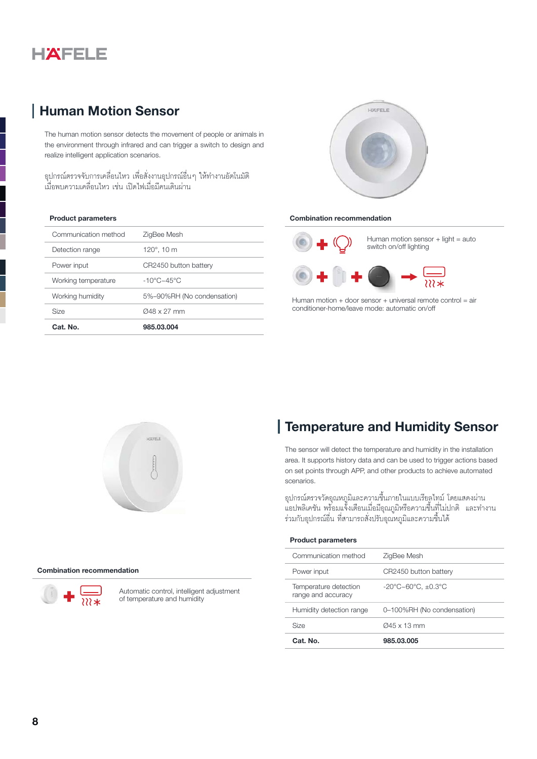## Human Motion Sensor

The human motion sensor detects the movement of people or animals in the environment through infrared and can trigger a switch to design and realize intelligent application scenarios.

อุปกรณ์ตรวจจับการเคลื่อนไหว เพื่อสั่งงานอุปกรณ์อื่นๆ ให้ทำงานอัตโนมัติ เมื่อพบความเคลื่อนไหว เช่น เปิดไฟเมื่อมีคนเดินผ่าน

**Product parameters**

| | |
|---|---|
| Communication method | ZigBee Mesh |
| Detection range | 120°, 10 m |
| Power input | CR2450 button battery |
| Working temperature | -10°C~45°C |
| Working humidity | 5%~90%RH (No condensation) |
| Size | Ø48 x 27 mm |
| **Cat. No.** | **985.03.004** |

**Combination recommendation**

Human motion sensor + light = auto switch on/off lighting

Human motion + door sensor + universal remote control = air conditioner-home/leave mode: automatic on/off

## Temperature and Humidity Sensor

The sensor will detect the temperature and humidity in the installation area. It supports history data and can be used to trigger actions based on set points through APP, and other products to achieve automated scenarios.

อุปกรณ์ตรวจวัดอุณหภูมิและความชื้นภายในแบบเรียลไทม์ โดยแสดงผ่านแอปพลิเคชัน พร้อมแจ้งเตือนเมื่อมีอุณหภูมิหรือความชื้นที่ไม่ปกติ และทำงานร่วมกับอุปกรณ์อื่น ที่สามารถสั่งปรับอุณหภูมิและความชื้นได้

**Product parameters**

| | |
|---|---|
| Communication method | ZigBee Mesh |
| Power input | CR2450 button battery |
| Temperature detection range and accuracy | -20°C~60°C, ±0.3°C |
| Humidity detection range | 0~100%RH (No condensation) |
| Size | Ø45 x 13 mm |
| **Cat. No.** | **985.03.005** |

**Combination recommendation**

Automatic control, intelligent adjustment of temperature and humidity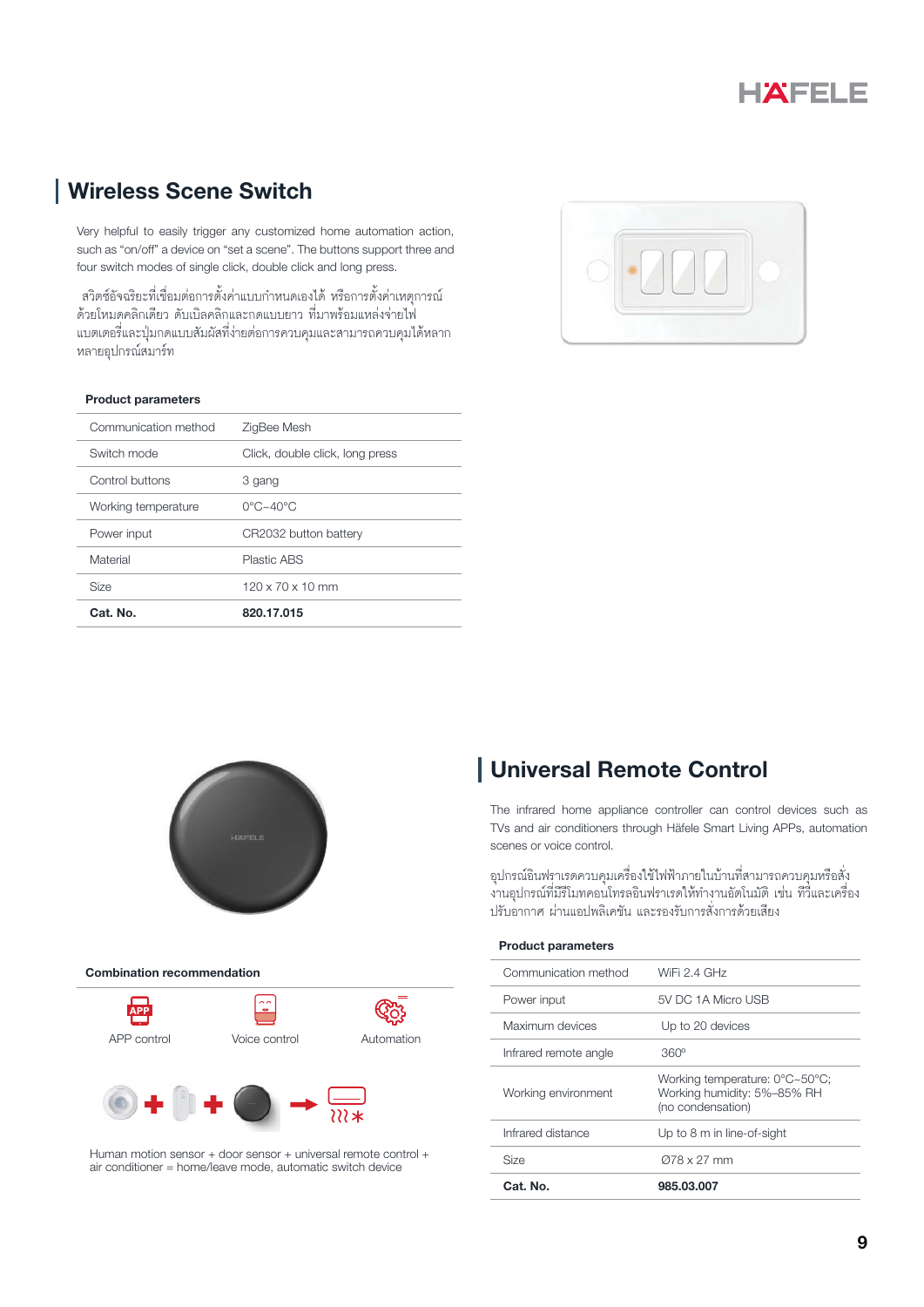## Wireless Scene Switch

Very helpful to easily trigger any customized home automation action, such as "on/off" a device on "set a scene". The buttons support three and four switch modes of single click, double click and long press.

สวิตช์อัจฉริยะที่เชื่อมต่อการตั้งค่าแบบกำหนดเองได้ หรือการตั้งค่าเหตุการณ์ด้วยโหมดคลิกเดียว ดับเบิลคลิกและกดแบบยาว ที่มาพร้อมแหล่งจ่ายไฟแบตเตอรี่และปุ่มกดแบบสัมผัสที่ง่ายต่อการควบคุมและสามารถควบคุมได้หลากหลายอุปกรณ์สมาร์ท

**Product parameters**

| | |
|---|---|
| Communication method | ZigBee Mesh |
| Switch mode | Click, double click, long press |
| Control buttons | 3 gang |
| Working temperature | 0°C~40°C |
| Power input | CR2032 button battery |
| Material | Plastic ABS |
| Size | 120 x 70 x 10 mm |
| **Cat. No.** | **820.17.015** |

## Universal Remote Control

The infrared home appliance controller can control devices such as TVs and air conditioners through Häfele Smart Living APPs, automation scenes or voice control.

อุปกรณ์อินฟราเรดควบคุมเครื่องใช้ไฟฟ้าภายในบ้านที่สามารถควบคุมหรือสั่งงานอุปกรณ์ที่มีรีโมทคอนโทรลอินฟราเรดให้ทำงานอัตโนมัติ เช่น ทีวีและเครื่องปรับอากาศ ผ่านแอปพลิเคชัน และรองรับการสั่งการด้วยเสียง

**Product parameters**

| | |
|---|---|
| Communication method | WiFi 2.4 GHz |
| Power input | 5V DC 1A Micro USB |
| Maximum devices | Up to 20 devices |
| Infrared remote angle | 360º |
| Working environment | Working temperature: 0°C~50°C; Working humidity: 5%~85% RH (no condensation) |
| Infrared distance | Up to 8 m in line-of-sight |
| Size | Ø78 x 27 mm |
| **Cat. No.** | **985.03.007** |

**Combination recommendation**

APP control | Voice control | Automation

Human motion sensor + door sensor + universal remote control + air conditioner = home/leave mode, automatic switch device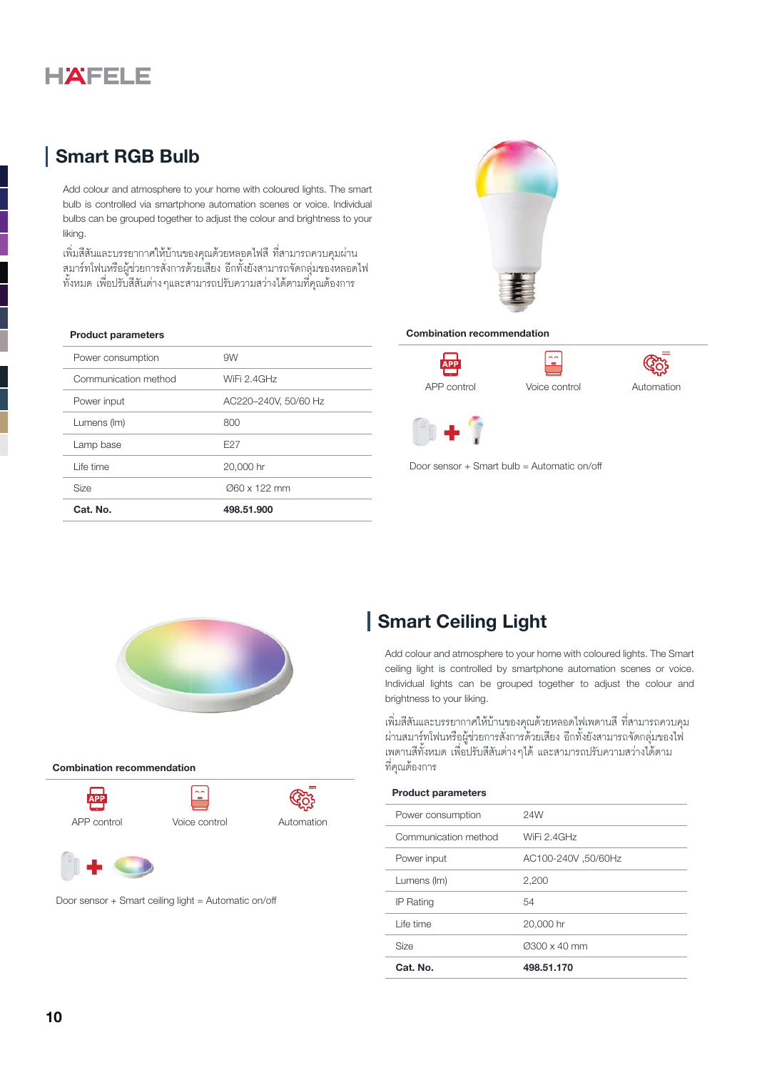## Smart RGB Bulb

Add colour and atmosphere to your home with coloured lights. The smart bulb is controlled via smartphone automation scenes or voice. Individual bulbs can be grouped together to adjust the colour and brightness to your liking.

เพิ่มสีสันและบรรยากาศให้บ้านของคุณด้วยหลอดไฟสี ที่สามารถควบคุมผ่านสมาร์ทโฟนหรือผู้ช่วยการสั่งการด้วยเสียง อีกทั้งยังสามารถจัดกลุ่มของหลอดไฟทั้งหมด เพื่อปรับสีสันต่าง ๆและสามารถปรับความสว่างได้ตามที่คุณต้องการ

**Product parameters**

| | |
|---|---|
| Power consumption | 9W |
| Communication method | WiFi 2.4GHz |
| Power input | AC220–240V, 50/60 Hz |
| Lumens (lm) | 800 |
| Lamp base | E27 |
| Life time | 20,000 hr |
| Size | Ø60 x 122 mm |
| **Cat. No.** | **498.51.900** |

**Combination recommendation**

APP control | Voice control | Automation

Door sensor + Smart bulb = Automatic on/off

## Smart Ceiling Light

Add colour and atmosphere to your home with coloured lights. The Smart ceiling light is controlled by smartphone automation scenes or voice. Individual lights can be grouped together to adjust the colour and brightness to your liking.

เพิ่มสีสันและบรรยากาศให้บ้านของคุณด้วยหลอดไฟเพดานสี ที่สามารถควบคุมผ่านสมาร์ทโฟนหรือผู้ช่วยการสั่งการด้วยเสียง อีกทั้งยังสามารถจัดกลุ่มของไฟเพดานสีทั้งหมด เพื่อปรับสีสันต่าง ๆได้ และสามารถปรับความสว่างได้ตามที่คุณต้องการ

**Product parameters**

| | |
|---|---|
| Power consumption | 24W |
| Communication method | WiFi 2.4GHz |
| Power input | AC100-240V ,50/60Hz |
| Lumens (lm) | 2,200 |
| IP Rating | 54 |
| Life time | 20,000 hr |
| Size | Ø300 x 40 mm |
| **Cat. No.** | **498.51.170** |

**Combination recommendation**

APP control | Voice control | Automation

Door sensor + Smart ceiling light = Automatic on/off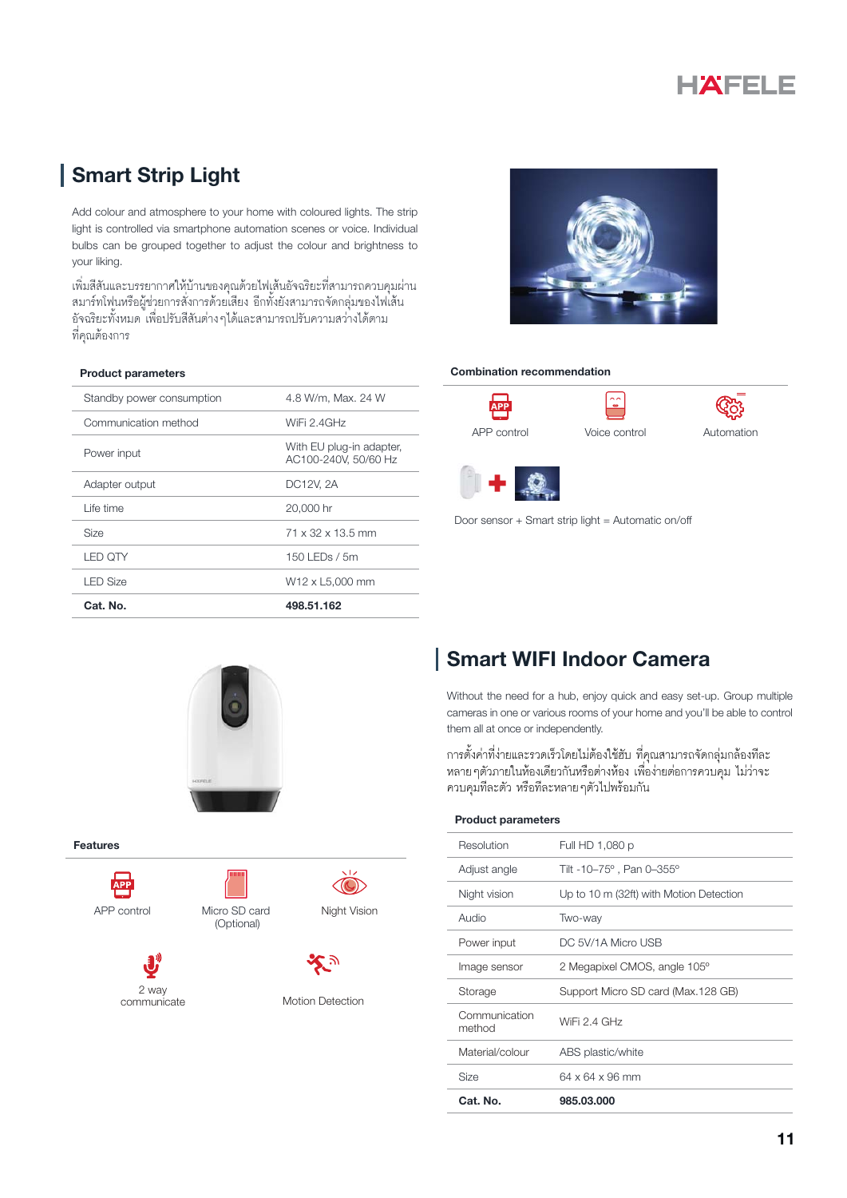## Smart Strip Light

Add colour and atmosphere to your home with coloured lights. The strip light is controlled via smartphone automation scenes or voice. Individual bulbs can be grouped together to adjust the colour and brightness to your liking.

เพิ่มสีสันและบรรยากาศให้บ้านของคุณด้วยไฟเส้นอัจฉริยะที่สามารถควบคุมผ่านสมาร์ทโฟนหรือผู้ช่วยการสั่งการด้วยเสียง อีกทั้งยังสามารถจัดกลุ่มของไฟเส้นอัจฉริยะทั้งหมด เพื่อปรับสีสันต่าง ๆ ได้และสามารถปรับความสว่างได้ตามที่คุณต้องการ

**Product parameters**

| | |
|---|---|
| Standby power consumption | 4.8 W/m, Max. 24 W |
| Communication method | WiFi 2.4GHz |
| Power input | With EU plug-in adapter, AC100-240V, 50/60 Hz |
| Adapter output | DC12V, 2A |
| Life time | 20,000 hr |
| Size | 71 x 32 x 13.5 mm |
| LED QTY | 150 LEDs / 5m |
| LED Size | W12 x L5,000 mm |
| **Cat. No.** | **498.51.162** |

**Combination recommendation**

APP control | Voice control | Automation

Door sensor + Smart strip light = Automatic on/off

## Smart WIFI Indoor Camera

Without the need for a hub, enjoy quick and easy set-up. Group multiple cameras in one or various rooms of your home and you'll be able to control them all at once or independently.

การตั้งค่าที่ง่ายและรวดเร็วโดยไม่ต้องใช้ฮับ ที่คุณสามารถจัดกลุ่มกล้องทีละหลาย ๆ ตัวภายในห้องเดียวกันหรือต่างห้อง เพื่อง่ายต่อการควบคุม ไม่ว่าจะควบคุมทีละตัว หรือทีละหลาย ๆ ตัวไปพร้อมกัน

**Features**

- APP control
- Micro SD card (Optional)
- Night Vision
- 2 way communicate
- Motion Detection

**Product parameters**

| | |
|---|---|
| Resolution | Full HD 1,080 p |
| Adjust angle | Tilt -10–75º , Pan 0–355º |
| Night vision | Up to 10 m (32ft) with Motion Detection |
| Audio | Two-way |
| Power input | DC 5V/1A Micro USB |
| Image sensor | 2 Megapixel CMOS, angle 105º |
| Storage | Support Micro SD card (Max.128 GB) |
| Communication method | WiFi 2.4 GHz |
| Material/colour | ABS plastic/white |
| Size | 64 x 64 x 96 mm |
| **Cat. No.** | **985.03.000** |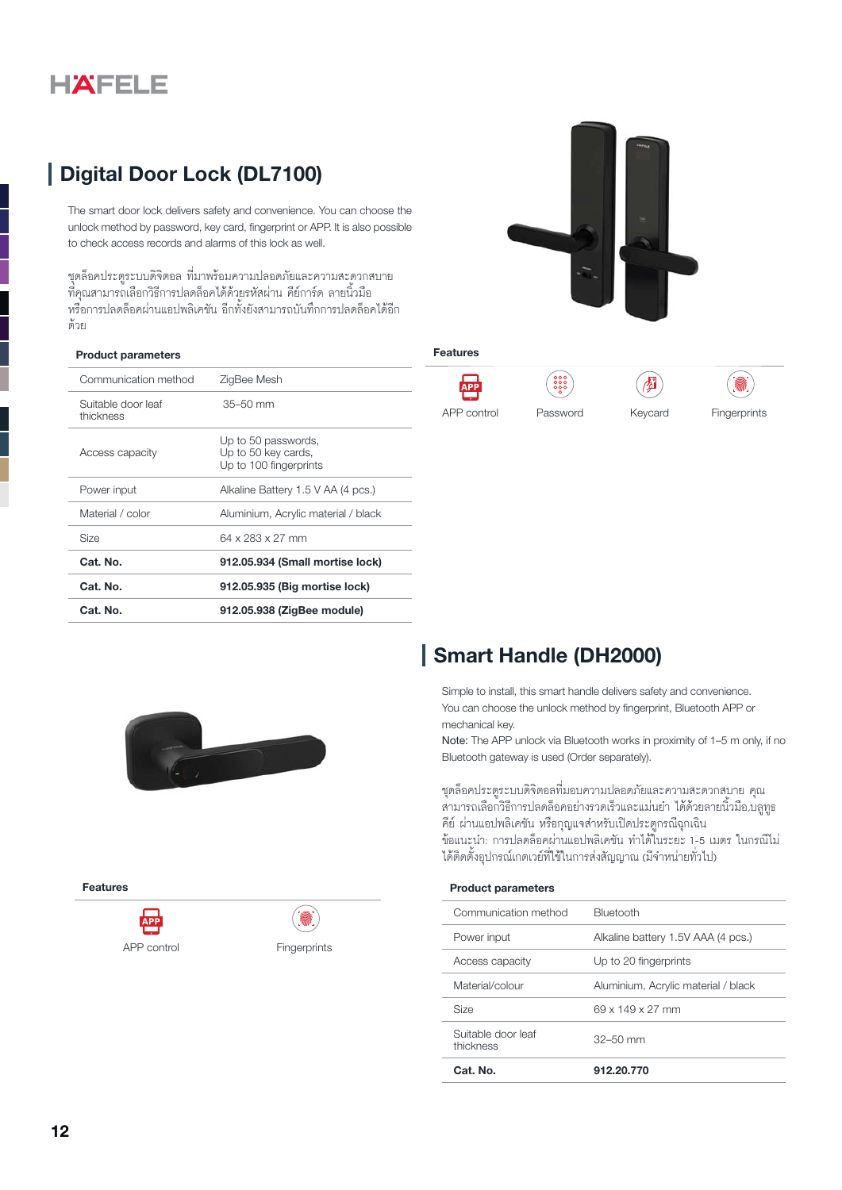HÄFELE

## Digital Door Lock (DL7100)

The smart door lock delivers safety and convenience. You can choose the unlock method by password, key card, fingerprint or APP. It is also possible to check access records and alarms of this lock as well.

ชุดล็อคประตูระบบดิจิตอล ที่มาพร้อมความปลอดภัยและความสะดวกสบาย ที่คุณสามารถเลือกวิธีการปลดล็อคได้ด้วยรหัสผ่าน คีย์การ์ด ลายนิ้วมือ หรือการปลดล็อคผ่านแอปพลิเคชัน อีกทั้งยังสามารถบันทึกการปลดล็อคได้อีกด้วย

**Product parameters**

| | |
|---|---|
| Communication method | ZigBee Mesh |
| Suitable door leaf thickness | 35–50 mm |
| Access capacity | Up to 50 passwords, Up to 50 key cards, Up to 100 fingerprints |
| Power input | Alkaline Battery 1.5 V AA (4 pcs.) |
| Material / color | Aluminium, Acrylic material / black |
| Size | 64 x 283 x 27 mm |
| **Cat. No.** | **912.05.934 (Small mortise lock)** |
| **Cat. No.** | **912.05.935 (Big mortise lock)** |
| **Cat. No.** | **912.05.938 (ZigBee module)** |

**Features**

APP control | Password | Keycard | Fingerprints

## Smart Handle (DH2000)

Simple to install, this smart handle delivers safety and convenience. You can choose the unlock method by fingerprint, Bluetooth APP or mechanical key.
Note: The APP unlock via Bluetooth works in proximity of 1–5 m only, if no Bluetooth gateway is used (Order separately).

ชุดล็อคประตูระบบดิจิตอลที่มอบความปลอดภัยและความสะดวกสบาย คุณสามารถเลือกวิธีการปลดล็อคอย่างรวดเร็วและแม่นยำ ได้ด้วยลายนิ้วมือ,บลูทูธคีย์ ผ่านแอปพลิเคชัน หรือกุญแจสำหรับเปิดประตูกรณีฉุกเฉิน
ข้อแนะนำ: การปลดล็อคผ่านแอปพลิเคชัน ทำได้ในระยะ 1-5 เมตร ในกรณีไม่ได้ติดตั้งอุปกรณ์เกตเวย์ที่ใช้ในการส่งสัญญาณ (มีจำหน่ายทั่วไป)

**Features**

APP control | Fingerprints

**Product parameters**

| | |
|---|---|
| Communication method | Bluetooth |
| Power input | Alkaline battery 1.5V AAA (4 pcs.) |
| Access capacity | Up to 20 fingerprints |
| Material/colour | Aluminium, Acrylic material / black |
| Size | 69 x 149 x 27 mm |
| Suitable door leaf thickness | 32–50 mm |
| **Cat. No.** | **912.20.770** |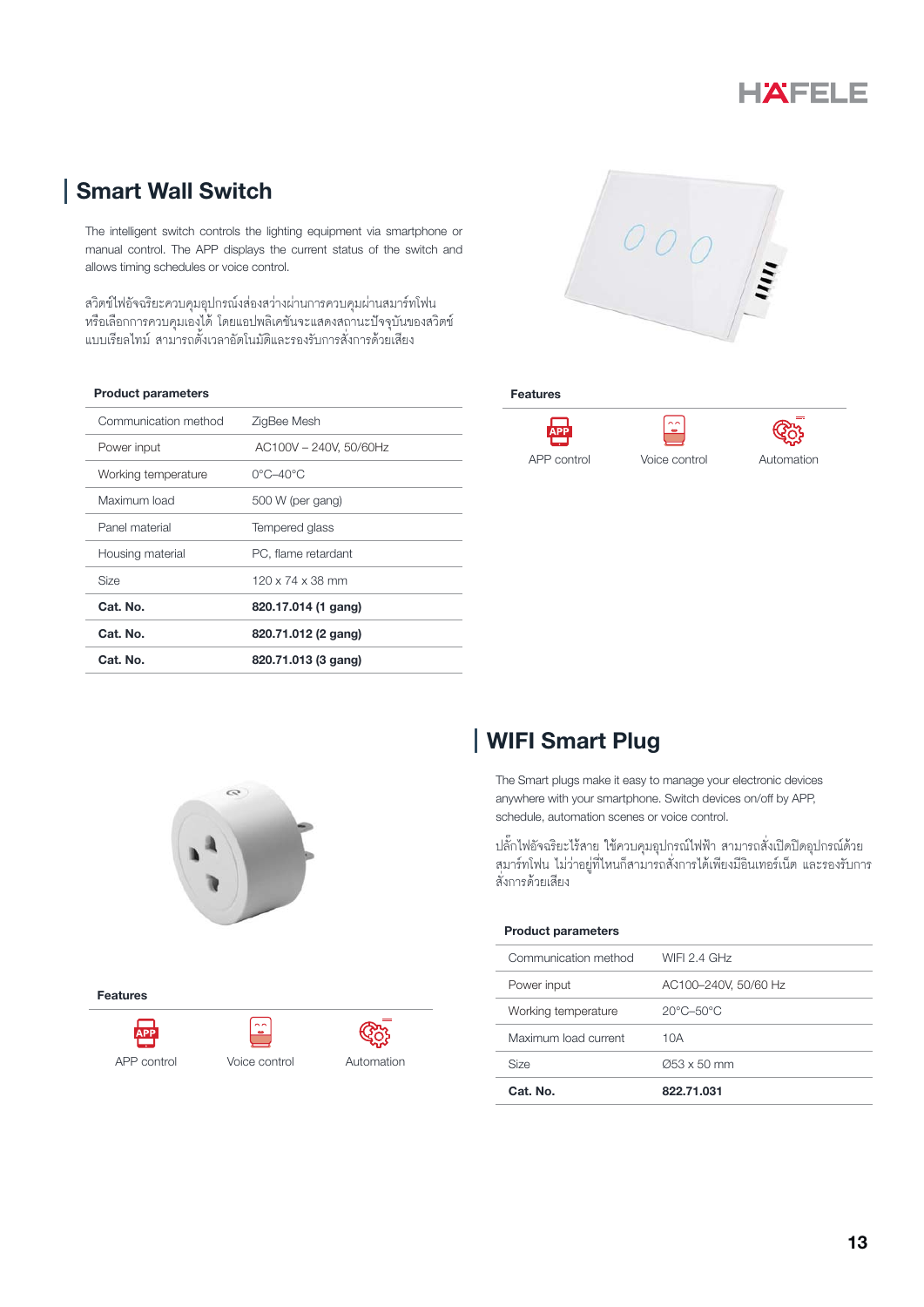## Smart Wall Switch

The intelligent switch controls the lighting equipment via smartphone or manual control. The APP displays the current status of the switch and allows timing schedules or voice control.

สวิตช์ไฟอัจฉริยะควบคุมอุปกรณ์ส่องสว่างผ่านการควบคุมผ่านสมาร์ทโฟน หรือเลือกการควบคุมเองได้ โดยแอปพลิเคชันจะแสดงสถานะปัจจุบันของสวิตช์ แบบเรียลไทม์ สามารถตั้งเวลาอัตโนมัติและรองรับการสั่งการด้วยเสียง

**Product parameters**

| | |
|---|---|
| Communication method | ZigBee Mesh |
| Power input | AC100V – 240V, 50/60Hz |
| Working temperature | 0°C–40°C |
| Maximum load | 500 W (per gang) |
| Panel material | Tempered glass |
| Housing material | PC, flame retardant |
| Size | 120 x 74 x 38 mm |
| **Cat. No.** | **820.17.014 (1 gang)** |
| **Cat. No.** | **820.71.012 (2 gang)** |
| **Cat. No.** | **820.71.013 (3 gang)** |

**Features**

APP control | Voice control | Automation

## WIFI Smart Plug

The Smart plugs make it easy to manage your electronic devices anywhere with your smartphone. Switch devices on/off by APP, schedule, automation scenes or voice control.

ปลั๊กไฟอัจฉริยะไร้สาย ใช้ควบคุมอุปกรณ์ไฟฟ้า สามารถสั่งเปิดปิดอุปกรณ์ด้วยสมาร์ทโฟน ไม่ว่าอยู่ที่ไหนก็สามารถสั่งการได้เพียงมีอินเทอร์เน็ต และรองรับการสั่งการด้วยเสียง

**Product parameters**

| | |
|---|---|
| Communication method | WIFI 2.4 GHz |
| Power input | AC100–240V, 50/60 Hz |
| Working temperature | 20°C–50°C |
| Maximum load current | 10A |
| Size | Ø53 x 50 mm |
| **Cat. No.** | **822.71.031** |

**Features**

APP control | Voice control | Automation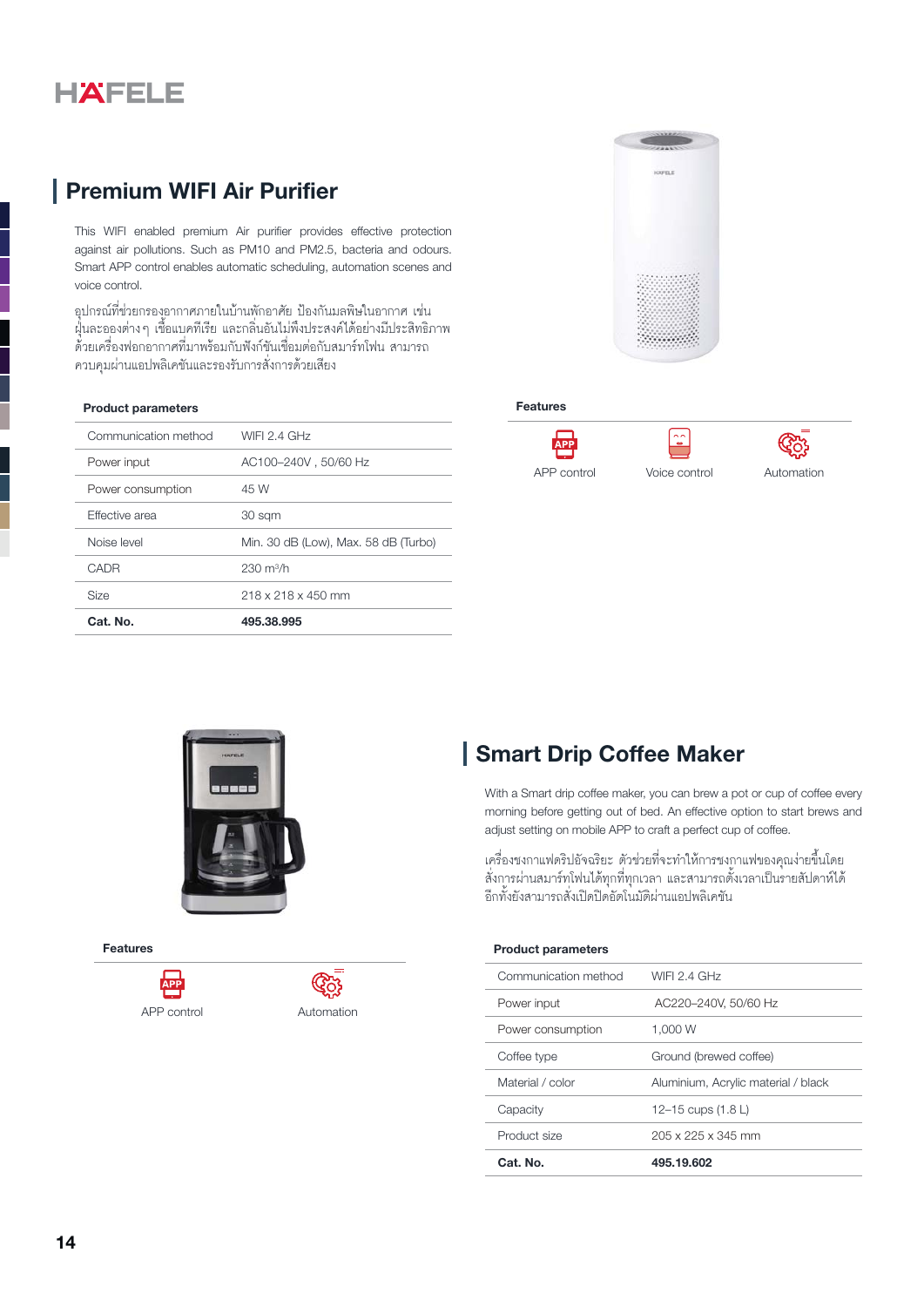## Premium WIFI Air Purifier

This WIFI enabled premium Air purifier provides effective protection against air pollutions. Such as PM10 and PM2.5, bacteria and odours. Smart APP control enables automatic scheduling, automation scenes and voice control.

อุปกรณ์ที่ช่วยกรองอากาศภายในบ้านพักอาศัย ป้องกันมลพิษในอากาศ เช่น ฝุ่นละอองต่างๆ เชื้อแบคทีเรีย และกลิ่นอันไม่พึงประสงค์ได้อย่างมีประสิทธิภาพ ด้วยเครื่องฟอกอากาศที่มาพร้อมกับฟังก์ชันเชื่อมต่อกับสมาร์ทโฟน สามารถควบคุมผ่านแอปพลิเคชันและรองรับการสั่งการด้วยเสียง

**Product parameters**

| | |
|---|---|
| Communication method | WIFI 2.4 GHz |
| Power input | AC100–240V , 50/60 Hz |
| Power consumption | 45 W |
| Effective area | 30 sqm |
| Noise level | Min. 30 dB (Low), Max. 58 dB (Turbo) |
| CADR | 230 m³/h |
| Size | 218 x 218 x 450 mm |
| **Cat. No.** | **495.38.995** |

**Features**

- APP control
- Voice control
- Automation

## Smart Drip Coffee Maker

With a Smart drip coffee maker, you can brew a pot or cup of coffee every morning before getting out of bed. An effective option to start brews and adjust setting on mobile APP to craft a perfect cup of coffee.

เครื่องชงกาแฟดริปอัจฉริยะ ตัวช่วยที่จะทำให้การชงกาแฟของคุณง่ายขึ้นโดยสั่งการผ่านสมาร์ทโฟนได้ทุกที่ทุกเวลา และสามารถตั้งเวลาเป็นรายสัปดาห์ได้ อีกทั้งยังสามารถสั่งเปิดปิดอัตโนมัติผ่านแอปพลิเคชัน

**Features**

- APP control
- Automation

**Product parameters**

| | |
|---|---|
| Communication method | WIFI 2.4 GHz |
| Power input | AC220–240V, 50/60 Hz |
| Power consumption | 1,000 W |
| Coffee type | Ground (brewed coffee) |
| Material / color | Aluminium, Acrylic material / black |
| Capacity | 12–15 cups (1.8 L) |
| Product size | 205 x 225 x 345 mm |
| **Cat. No.** | **495.19.602** |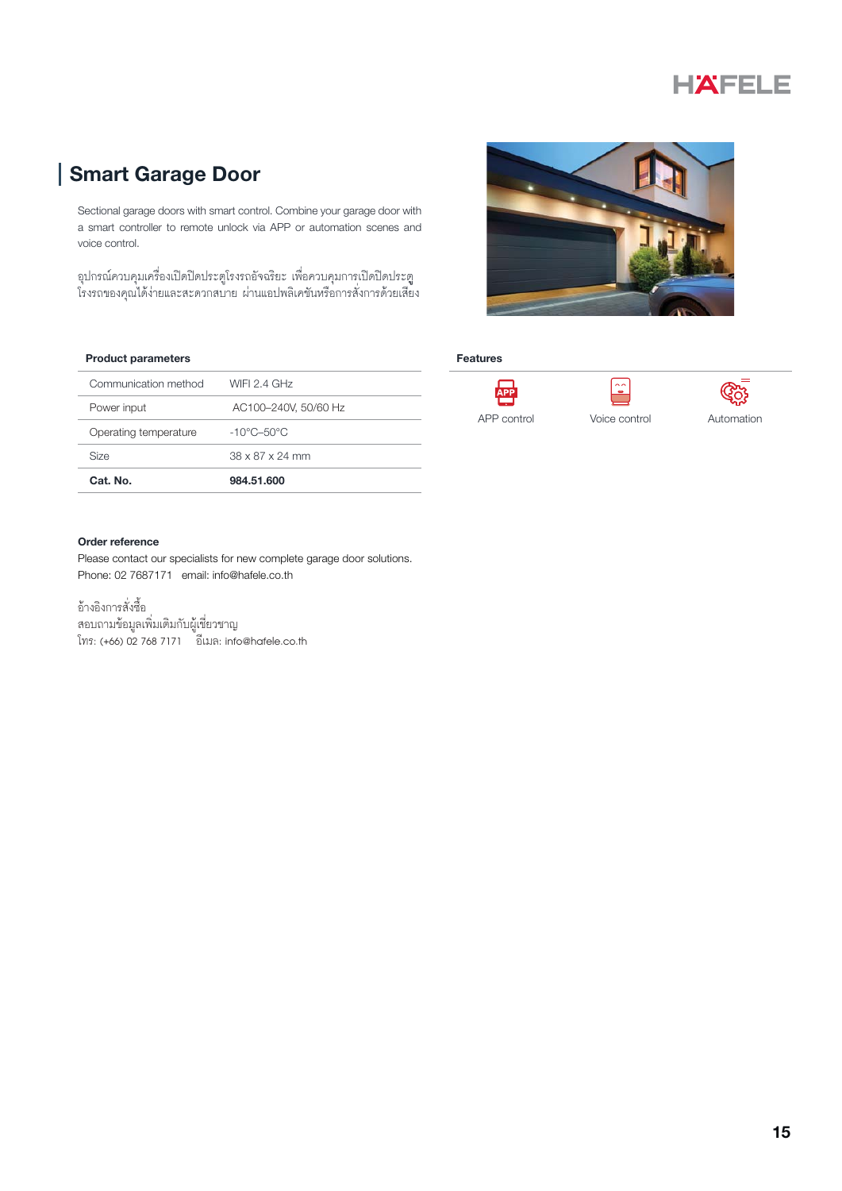## Smart Garage Door

Sectional garage doors with smart control. Combine your garage door with a smart controller to remote unlock via APP or automation scenes and voice control.

อุปกรณ์ควบคุมเครื่องเปิดปิดประตูโรงรถอัจฉริยะ เพื่อควบคุมการเปิดปิดประตูโรงรถของคุณได้ง่ายและสะดวกสบาย ผ่านแอปพลิเคชันหรือการสั่งการด้วยเสียง

**Product parameters**

| | |
|---|---|
| Communication method | WIFI 2.4 GHz |
| Power input | AC100–240V, 50/60 Hz |
| Operating temperature | -10°C–50°C |
| Size | 38 x 87 x 24 mm |
| **Cat. No.** | **984.51.600** |

**Features**

- APP control
- Voice control
- Automation

**Order reference**

Please contact our specialists for new complete garage door solutions.
Phone: 02 7687171 email: info@hafele.co.th

อ้างอิงการสั่งซื้อ
สอบถามข้อมูลเพิ่มเติมกับผู้เชี่ยวชาญ
โทร: (+66) 02 768 7171 อีเมล: info@hafele.co.th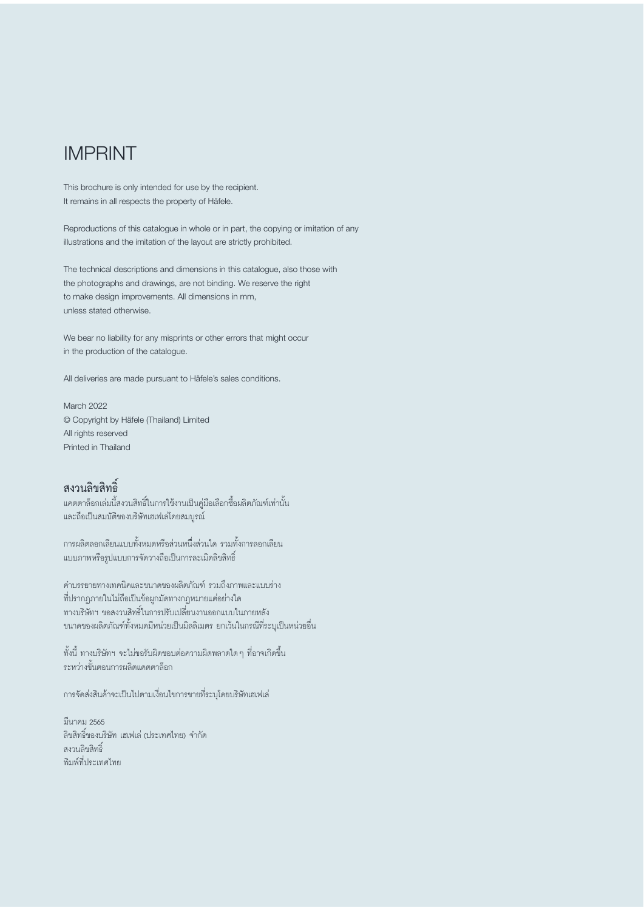# IMPRINT

This brochure is only intended for use by the recipient.
It remains in all respects the property of Häfele.

Reproductions of this catalogue in whole or in part, the copying or imitation of any illustrations and the imitation of the layout are strictly prohibited.

The technical descriptions and dimensions in this catalogue, also those with the photographs and drawings, are not binding. We reserve the right to make design improvements. All dimensions in mm, unless stated otherwise.

We bear no liability for any misprints or other errors that might occur in the production of the catalogue.

All deliveries are made pursuant to Häfele's sales conditions.

March 2022
© Copyright by Häfele (Thailand) Limited
All rights reserved
Printed in Thailand

## สงวนลิขสิทธิ์

แคตตาล็อกเล่มนี้สงวนสิทธิ์ในการใช้งานเป็นคู่มือเลือกซื้อผลิตภัณฑ์เท่านั้น
และถือเป็นสมบัติของบริษัทเฮเฟเล่โดยสมบูรณ์

การผลิตลอกเลียนแบบทั้งหมดหรือส่วนหนึ่งส่วนใด รวมทั้งการลอกเลียน
แบบภาพหรือรูปแบบการจัดวางถือเป็นการละเมิดลิขสิทธิ์

คำบรรยายทางเทคนิคและขนาดของผลิตภัณฑ์ รวมถึงภาพและแบบร่าง
ที่ปรากฏภายในไม่ถือเป็นข้อผูกมัดทางกฎหมายแต่อย่างใด
ทางบริษัทฯ ขอสงวนสิทธิ์ในการปรับเปลี่ยนงานออกแบบในภายหลัง
ขนาดของผลิตภัณฑ์ทั้งหมดมีหน่วยเป็นมิลลิเมตร ยกเว้นในกรณีที่ระบุเป็นหน่วยอื่น

ทั้งนี้ ทางบริษัทฯ จะไม่ขอรับผิดชอบต่อความผิดพลาดใดๆ ที่อาจเกิดขึ้น
ระหว่างขั้นตอนการผลิตแคตตาล็อก

การจัดส่งสินค้าจะเป็นไปตามเงื่อนไขการขายที่ระบุโดยบริษัทเฮเฟเล่

มีนาคม 2565
ลิขสิทธิ์ของบริษัท เฮเฟเล่ (ประเทศไทย) จำกัด
สงวนลิขสิทธิ์
พิมพ์ที่ประเทศไทย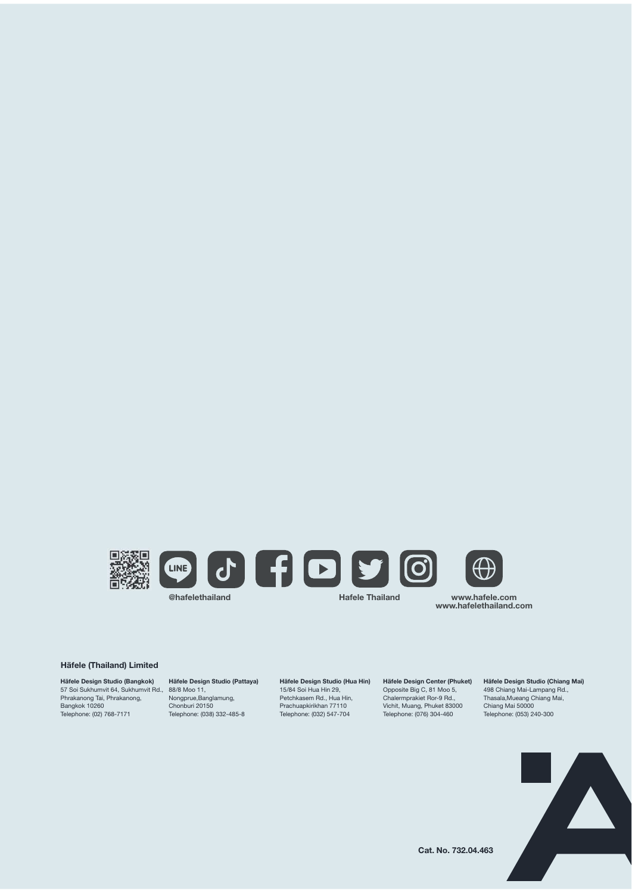@hafelethailand

Hafele Thailand

www.hafele.com
www.hafelethailand.com

**Häfele (Thailand) Limited**

**Häfele Design Studio (Bangkok)**
57 Soi Sukhumvit 64, Sukhumvit Rd.,
Phrakanong Tai, Phrakanong,
Bangkok 10260
Telephone: (02) 768-7171

**Häfele Design Studio (Pattaya)**
88/8 Moo 11,
Nongprue,Banglamung,
Chonburi 20150
Telephone: (038) 332-485-8

**Häfele Design Studio (Hua Hin)**
15/84 Soi Hua Hin 29,
Petchkasem Rd., Hua Hin,
Prachuapkirikhan 77110
Telephone: (032) 547-704

**Häfele Design Center (Phuket)**
Opposite Big C, 81 Moo 5,
Chalermprakiet Ror-9 Rd.,
Vichit, Muang, Phuket 83000
Telephone: (076) 304-460

**Häfele Design Studio (Chiang Mai)**
498 Chiang Mai-Lampang Rd.,
Thasala,Mueang Chiang Mai,
Chiang Mai 50000
Telephone: (053) 240-300

**Cat. No. 732.04.463**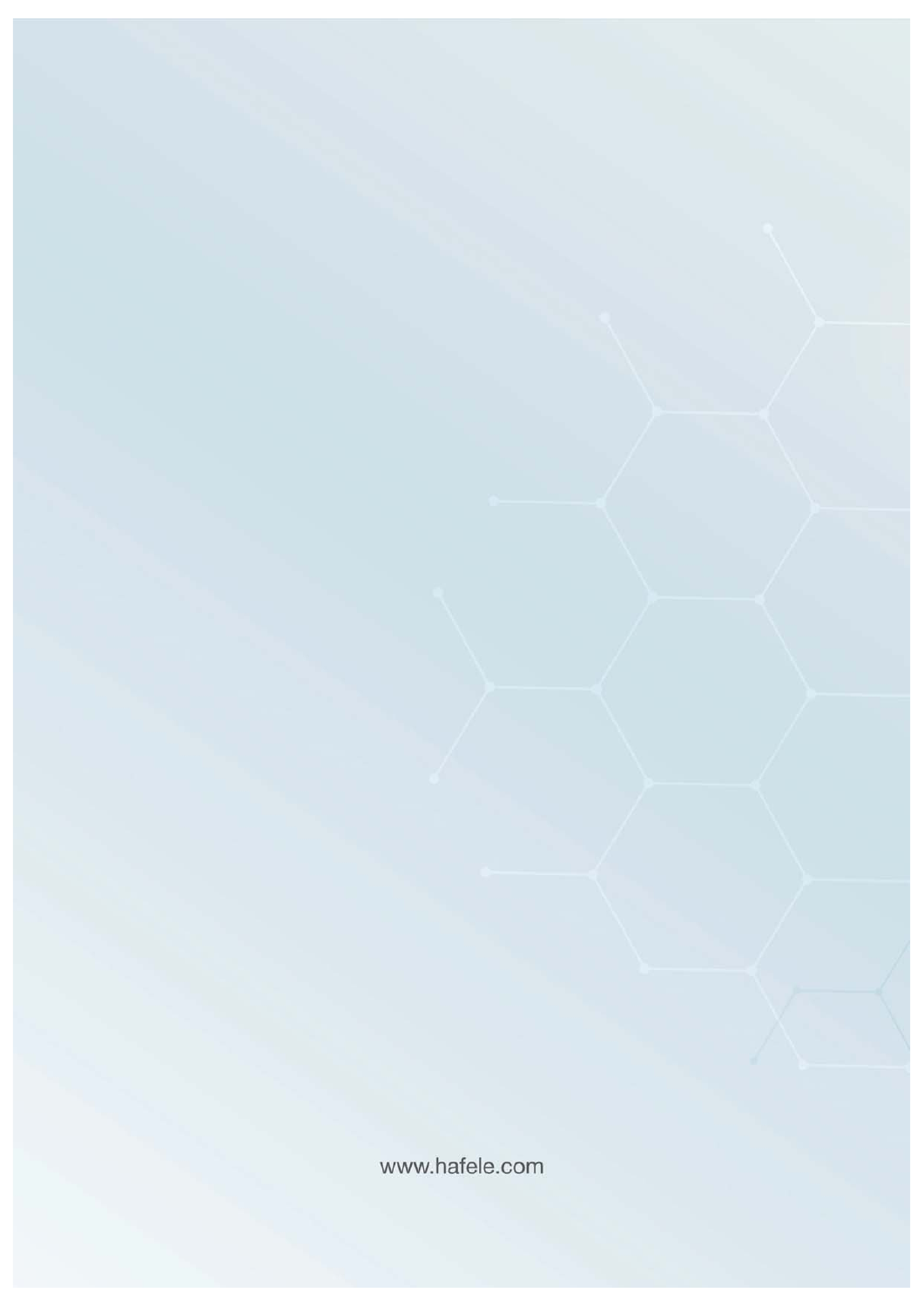www.hafele.com